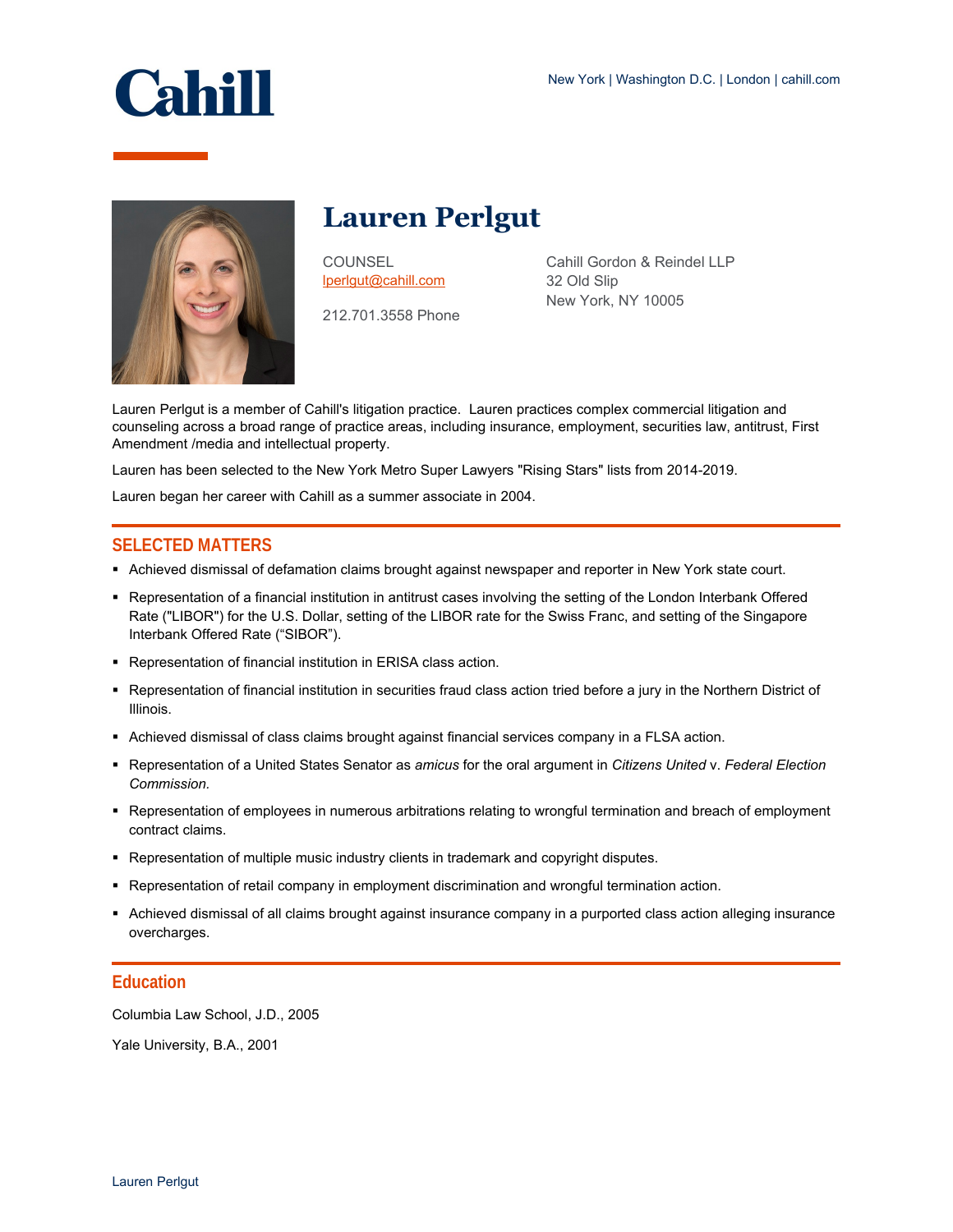# Cahill

New York | Washington D.C. | London | cahill.com

## Lauren Perlgut

COUNSEL
lperlgut@cahill.com

212.701.3558 Phone

Cahill Gordon & Reindel LLP
32 Old Slip
New York, NY 10005

Lauren Perlgut is a member of Cahill's litigation practice.  Lauren practices complex commercial litigation and counseling across a broad range of practice areas, including insurance, employment, securities law, antitrust, First Amendment /media and intellectual property.

Lauren has been selected to the New York Metro Super Lawyers "Rising Stars" lists from 2014-2019.

Lauren began her career with Cahill as a summer associate in 2004.

## SELECTED MATTERS

- Achieved dismissal of defamation claims brought against newspaper and reporter in New York state court.
- Representation of a financial institution in antitrust cases involving the setting of the London Interbank Offered Rate ("LIBOR") for the U.S. Dollar, setting of the LIBOR rate for the Swiss Franc, and setting of the Singapore Interbank Offered Rate ("SIBOR").
- Representation of financial institution in ERISA class action.
- Representation of financial institution in securities fraud class action tried before a jury in the Northern District of Illinois.
- Achieved dismissal of class claims brought against financial services company in a FLSA action.
- Representation of a United States Senator as *amicus* for the oral argument in *Citizens United* v. *Federal Election Commission.*
- Representation of employees in numerous arbitrations relating to wrongful termination and breach of employment contract claims.
- Representation of multiple music industry clients in trademark and copyright disputes.
- Representation of retail company in employment discrimination and wrongful termination action.
- Achieved dismissal of all claims brought against insurance company in a purported class action alleging insurance overcharges.

## Education

Columbia Law School, J.D., 2005

Yale University, B.A., 2001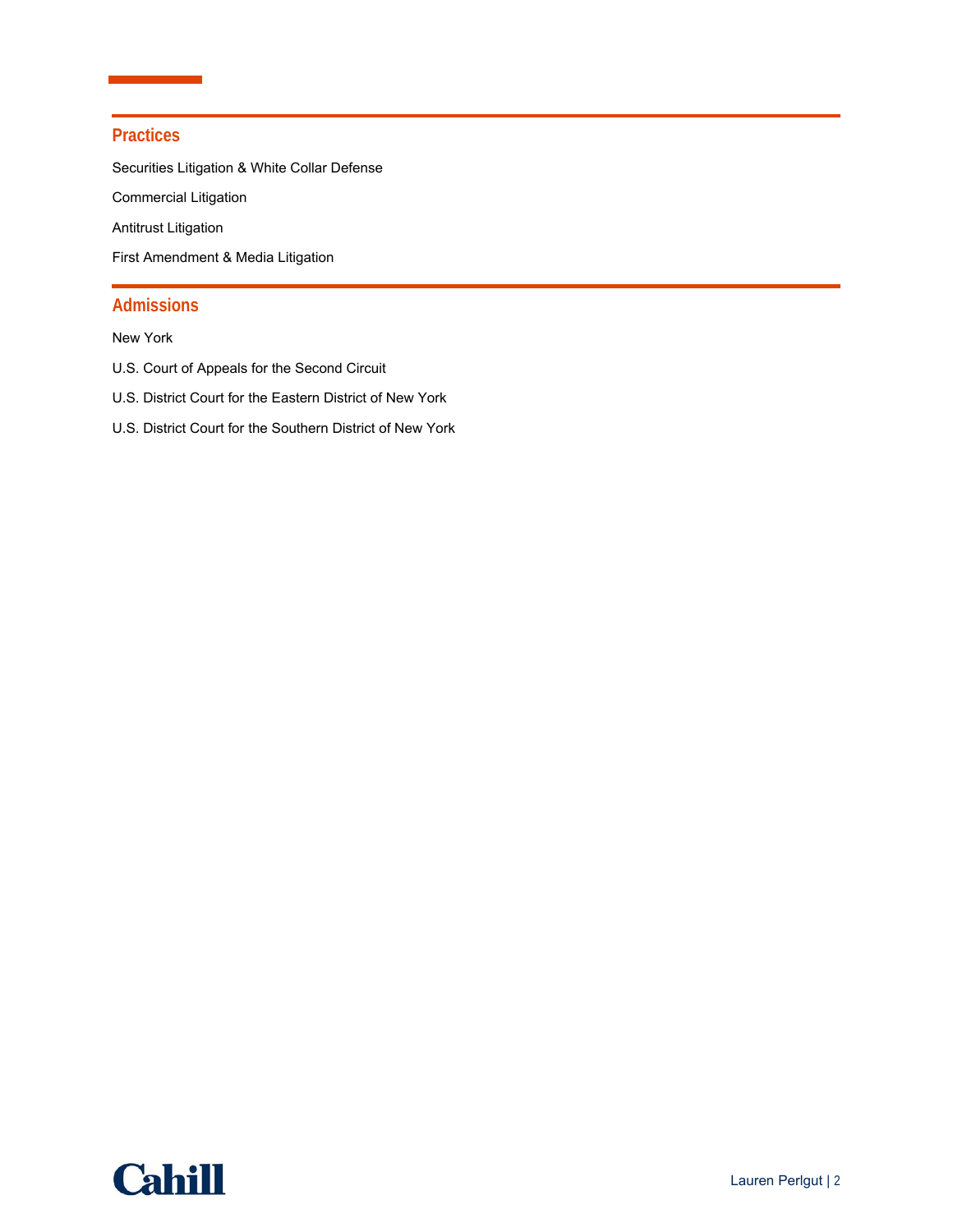## Practices

Securities Litigation & White Collar Defense

Commercial Litigation

Antitrust Litigation

First Amendment & Media Litigation

## Admissions

New York

U.S. Court of Appeals for the Second Circuit

U.S. District Court for the Eastern District of New York

U.S. District Court for the Southern District of New York